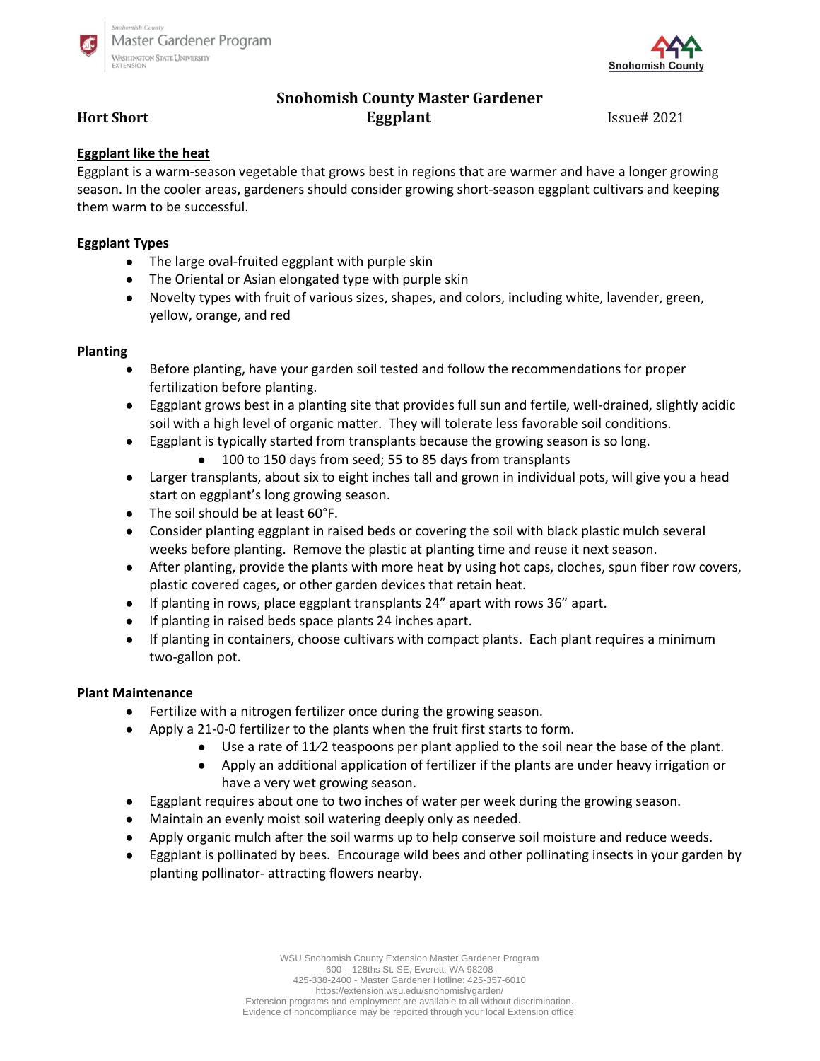**Snohomish County Master Gardener**

**Hort Short** **Eggplant** Issue# 2021

**Eggplant like the heat**

Eggplant is a warm-season vegetable that grows best in regions that are warmer and have a longer growing season. In the cooler areas, gardeners should consider growing short-season eggplant cultivars and keeping them warm to be successful.

**Eggplant Types**

- The large oval-fruited eggplant with purple skin
- The Oriental or Asian elongated type with purple skin
- Novelty types with fruit of various sizes, shapes, and colors, including white, lavender, green, yellow, orange, and red

**Planting**

- Before planting, have your garden soil tested and follow the recommendations for proper fertilization before planting.
- Eggplant grows best in a planting site that provides full sun and fertile, well-drained, slightly acidic soil with a high level of organic matter. They will tolerate less favorable soil conditions.
- Eggplant is typically started from transplants because the growing season is so long.
  - 100 to 150 days from seed; 55 to 85 days from transplants
- Larger transplants, about six to eight inches tall and grown in individual pots, will give you a head start on eggplant's long growing season.
- The soil should be at least 60°F.
- Consider planting eggplant in raised beds or covering the soil with black plastic mulch several weeks before planting. Remove the plastic at planting time and reuse it next season.
- After planting, provide the plants with more heat by using hot caps, cloches, spun fiber row covers, plastic covered cages, or other garden devices that retain heat.
- If planting in rows, place eggplant transplants 24" apart with rows 36" apart.
- If planting in raised beds space plants 24 inches apart.
- If planting in containers, choose cultivars with compact plants. Each plant requires a minimum two-gallon pot.

**Plant Maintenance**

- Fertilize with a nitrogen fertilizer once during the growing season.
- Apply a 21-0-0 fertilizer to the plants when the fruit first starts to form.
  - Use a rate of 1 1⁄2 teaspoons per plant applied to the soil near the base of the plant.
  - Apply an additional application of fertilizer if the plants are under heavy irrigation or have a very wet growing season.
- Eggplant requires about one to two inches of water per week during the growing season.
- Maintain an evenly moist soil watering deeply only as needed.
- Apply organic mulch after the soil warms up to help conserve soil moisture and reduce weeds.
- Eggplant is pollinated by bees. Encourage wild bees and other pollinating insects in your garden by planting pollinator- attracting flowers nearby.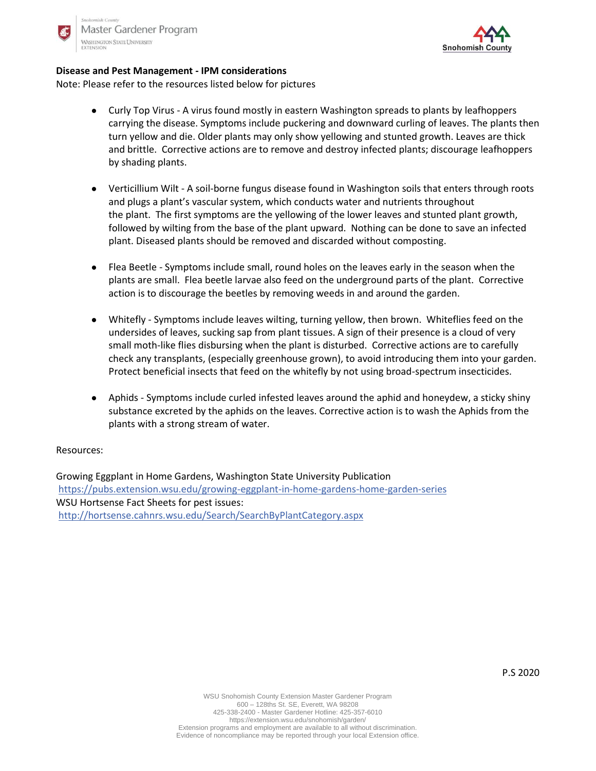**Disease and Pest Management - IPM considerations**

Note: Please refer to the resources listed below for pictures

- Curly Top Virus - A virus found mostly in eastern Washington spreads to plants by leafhoppers carrying the disease. Symptoms include puckering and downward curling of leaves. The plants then turn yellow and die. Older plants may only show yellowing and stunted growth. Leaves are thick and brittle. Corrective actions are to remove and destroy infected plants; discourage leafhoppers by shading plants.

- Verticillium Wilt - A soil-borne fungus disease found in Washington soils that enters through roots and plugs a plant's vascular system, which conducts water and nutrients throughout the plant. The first symptoms are the yellowing of the lower leaves and stunted plant growth, followed by wilting from the base of the plant upward. Nothing can be done to save an infected plant. Diseased plants should be removed and discarded without composting.

- Flea Beetle - Symptoms include small, round holes on the leaves early in the season when the plants are small. Flea beetle larvae also feed on the underground parts of the plant. Corrective action is to discourage the beetles by removing weeds in and around the garden.

- Whitefly - Symptoms include leaves wilting, turning yellow, then brown. Whiteflies feed on the undersides of leaves, sucking sap from plant tissues. A sign of their presence is a cloud of very small moth-like flies disbursing when the plant is disturbed. Corrective actions are to carefully check any transplants, (especially greenhouse grown), to avoid introducing them into your garden. Protect beneficial insects that feed on the whitefly by not using broad-spectrum insecticides.

- Aphids - Symptoms include curled infested leaves around the aphid and honeydew, a sticky shiny substance excreted by the aphids on the leaves. Corrective action is to wash the Aphids from the plants with a strong stream of water.

Resources:

Growing Eggplant in Home Gardens, Washington State University Publication
https://pubs.extension.wsu.edu/growing-eggplant-in-home-gardens-home-garden-series
WSU Hortsense Fact Sheets for pest issues:
http://hortsense.cahnrs.wsu.edu/Search/SearchByPlantCategory.aspx

P.S 2020